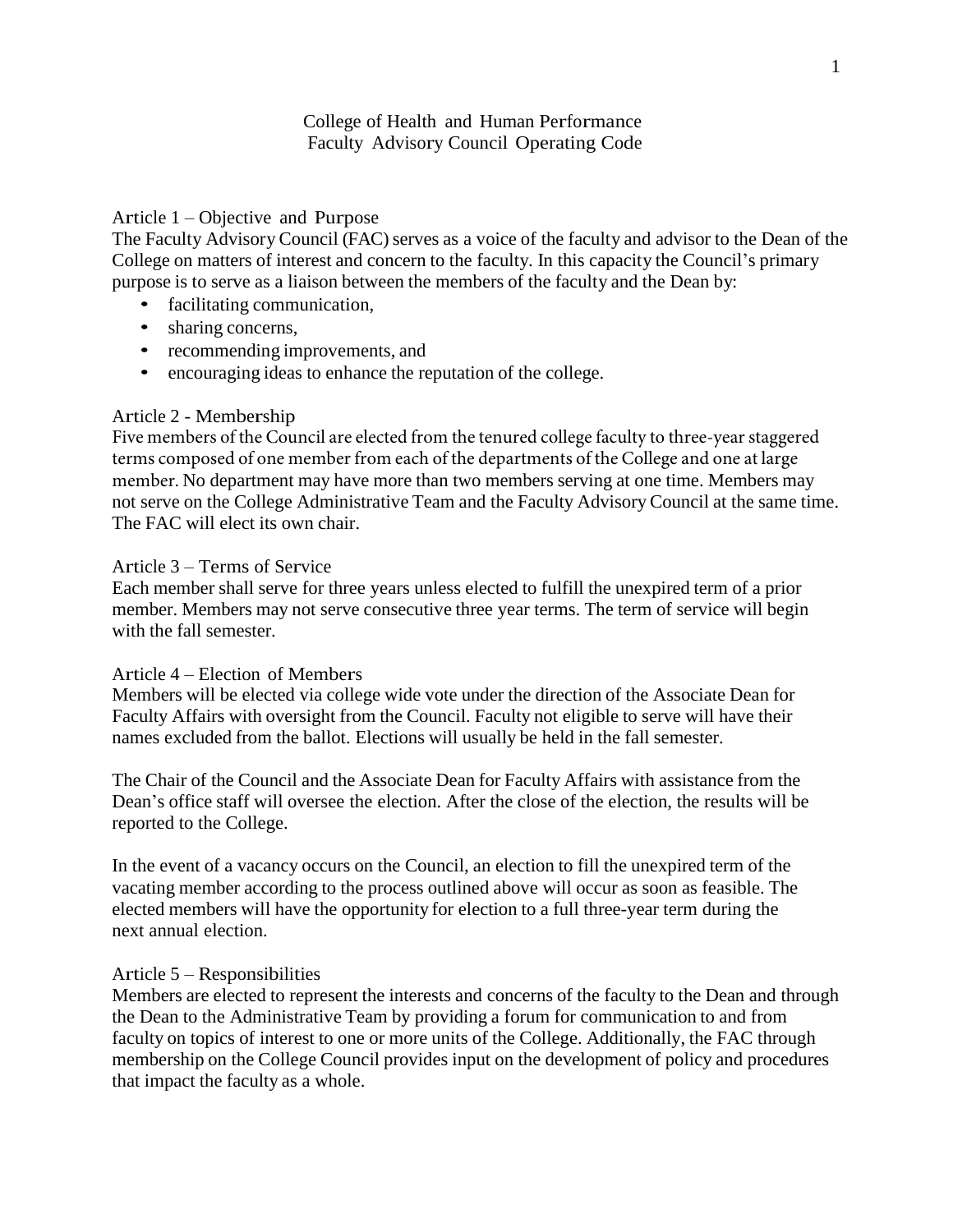# College of Health and Human Performance
# Faculty Advisory Council Operating Code

## Article 1 – Objective and Purpose

The Faculty Advisory Council (FAC) serves as a voice of the faculty and advisor to the Dean of the College on matters of interest and concern to the faculty. In this capacity the Council's primary purpose is to serve as a liaison between the members of the faculty and the Dean by:

- facilitating communication,
- sharing concerns,
- recommending improvements, and
- encouraging ideas to enhance the reputation of the college.

## Article 2 - Membership

Five members of the Council are elected from the tenured college faculty to three-year staggered terms composed of one member from each of the departments of the College and one at large member. No department may have more than two members serving at one time. Members may not serve on the College Administrative Team and the Faculty Advisory Council at the same time. The FAC will elect its own chair.

## Article 3 – Terms of Service

Each member shall serve for three years unless elected to fulfill the unexpired term of a prior member. Members may not serve consecutive three year terms. The term of service will begin with the fall semester.

## Article 4 – Election of Members

Members will be elected via college wide vote under the direction of the Associate Dean for Faculty Affairs with oversight from the Council. Faculty not eligible to serve will have their names excluded from the ballot. Elections will usually be held in the fall semester.

The Chair of the Council and the Associate Dean for Faculty Affairs with assistance from the Dean's office staff will oversee the election. After the close of the election, the results will be reported to the College.

In the event of a vacancy occurs on the Council, an election to fill the unexpired term of the vacating member according to the process outlined above will occur as soon as feasible. The elected members will have the opportunity for election to a full three-year term during the next annual election.

## Article 5 – Responsibilities

Members are elected to represent the interests and concerns of the faculty to the Dean and through the Dean to the Administrative Team by providing a forum for communication to and from faculty on topics of interest to one or more units of the College. Additionally, the FAC through membership on the College Council provides input on the development of policy and procedures that impact the faculty as a whole.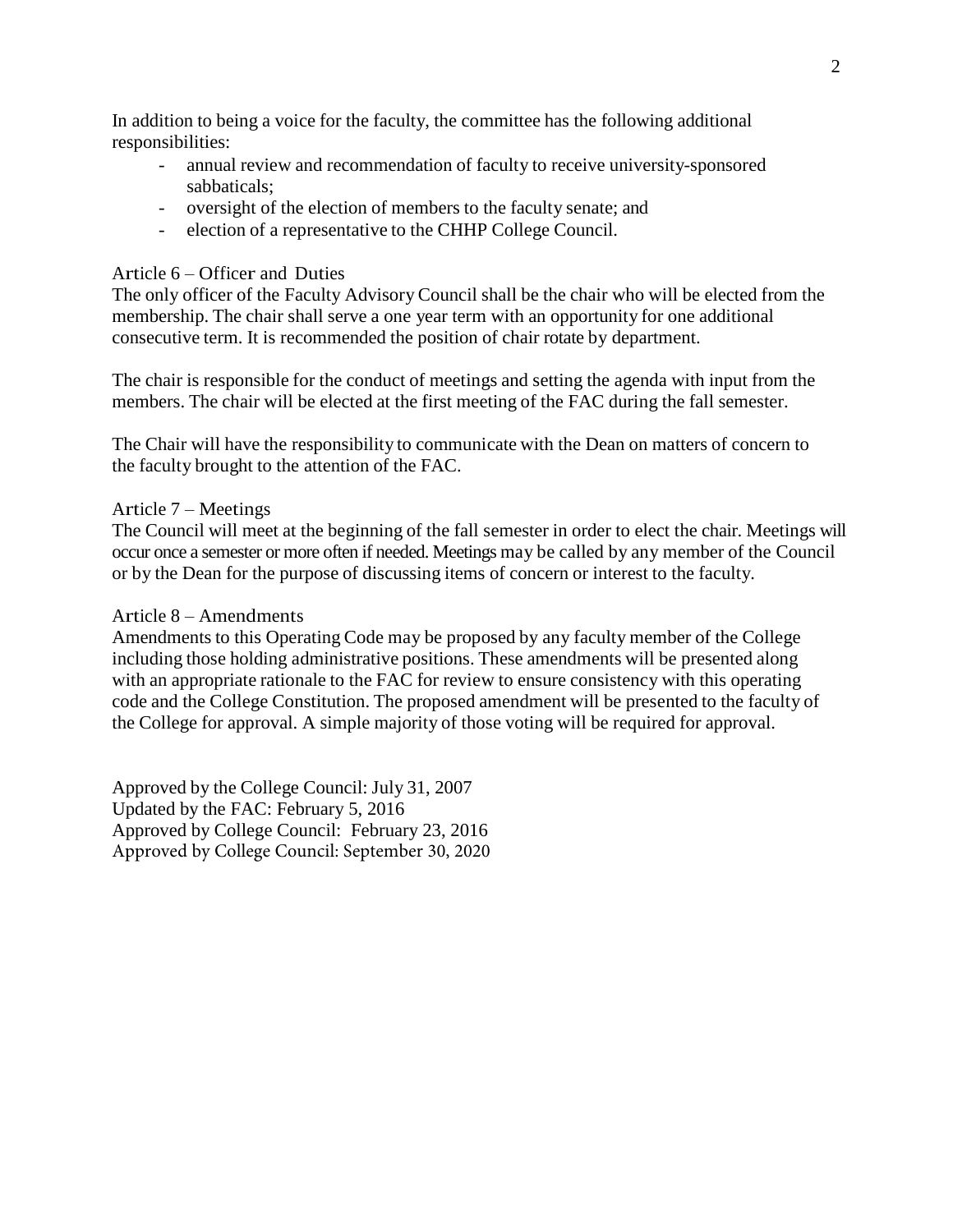In addition to being a voice for the faculty, the committee has the following additional responsibilities:

- annual review and recommendation of faculty to receive university-sponsored sabbaticals;
- oversight of the election of members to the faculty senate; and
- election of a representative to the CHHP College Council.

## Article 6 – Officer and Duties

The only officer of the Faculty Advisory Council shall be the chair who will be elected from the membership. The chair shall serve a one year term with an opportunity for one additional consecutive term. It is recommended the position of chair rotate by department.

The chair is responsible for the conduct of meetings and setting the agenda with input from the members. The chair will be elected at the first meeting of the FAC during the fall semester.

The Chair will have the responsibility to communicate with the Dean on matters of concern to the faculty brought to the attention of the FAC.

## Article 7 – Meetings

The Council will meet at the beginning of the fall semester in order to elect the chair. Meetings will occur once a semester or more often if needed. Meetings may be called by any member of the Council or by the Dean for the purpose of discussing items of concern or interest to the faculty.

## Article 8 – Amendments

Amendments to this Operating Code may be proposed by any faculty member of the College including those holding administrative positions. These amendments will be presented along with an appropriate rationale to the FAC for review to ensure consistency with this operating code and the College Constitution. The proposed amendment will be presented to the faculty of the College for approval. A simple majority of those voting will be required for approval.

Approved by the College Council: July 31, 2007
Updated by the FAC: February 5, 2016
Approved by College Council: February 23, 2016
Approved by College Council: September 30, 2020